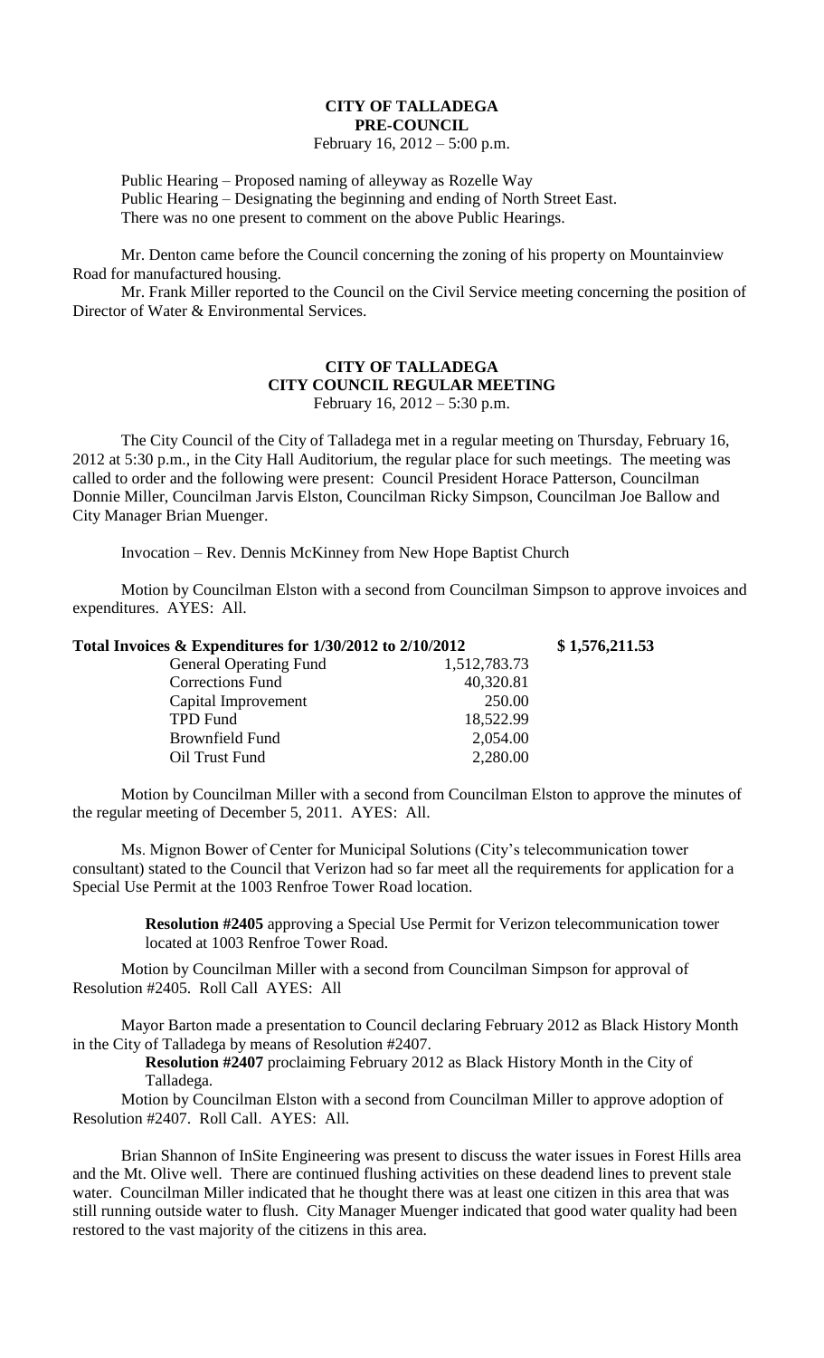**CITY OF TALLADEGA**
**PRE-COUNCIL**
February 16, 2012 – 5:00 p.m.

Public Hearing – Proposed naming of alleyway as Rozelle Way
Public Hearing – Designating the beginning and ending of North Street East.
There was no one present to comment on the above Public Hearings.

Mr. Denton came before the Council concerning the zoning of his property on Mountainview Road for manufactured housing.

Mr. Frank Miller reported to the Council on the Civil Service meeting concerning the position of Director of Water & Environmental Services.

**CITY OF TALLADEGA**
**CITY COUNCIL REGULAR MEETING**
February 16, 2012 – 5:30 p.m.

The City Council of the City of Talladega met in a regular meeting on Thursday, February 16, 2012 at 5:30 p.m., in the City Hall Auditorium, the regular place for such meetings. The meeting was called to order and the following were present: Council President Horace Patterson, Councilman Donnie Miller, Councilman Jarvis Elston, Councilman Ricky Simpson, Councilman Joe Ballow and City Manager Brian Muenger.

Invocation – Rev. Dennis McKinney from New Hope Baptist Church

Motion by Councilman Elston with a second from Councilman Simpson to approve invoices and expenditures. AYES: All.

| **Total Invoices & Expenditures for 1/30/2012 to 2/10/2012** | | **$ 1,576,211.53** |
|---|---|---|
| General Operating Fund | 1,512,783.73 | |
| Corrections Fund | 40,320.81 | |
| Capital Improvement | 250.00 | |
| TPD Fund | 18,522.99 | |
| Brownfield Fund | 2,054.00 | |
| Oil Trust Fund | 2,280.00 | |

Motion by Councilman Miller with a second from Councilman Elston to approve the minutes of the regular meeting of December 5, 2011. AYES: All.

Ms. Mignon Bower of Center for Municipal Solutions (City's telecommunication tower consultant) stated to the Council that Verizon had so far meet all the requirements for application for a Special Use Permit at the 1003 Renfroe Tower Road location.

> **Resolution #2405** approving a Special Use Permit for Verizon telecommunication tower located at 1003 Renfroe Tower Road.

Motion by Councilman Miller with a second from Councilman Simpson for approval of Resolution #2405. Roll Call AYES: All

Mayor Barton made a presentation to Council declaring February 2012 as Black History Month in the City of Talladega by means of Resolution #2407.

> **Resolution #2407** proclaiming February 2012 as Black History Month in the City of Talladega.

Motion by Councilman Elston with a second from Councilman Miller to approve adoption of Resolution #2407. Roll Call. AYES: All.

Brian Shannon of InSite Engineering was present to discuss the water issues in Forest Hills area and the Mt. Olive well. There are continued flushing activities on these deadend lines to prevent stale water. Councilman Miller indicated that he thought there was at least one citizen in this area that was still running outside water to flush. City Manager Muenger indicated that good water quality had been restored to the vast majority of the citizens in this area.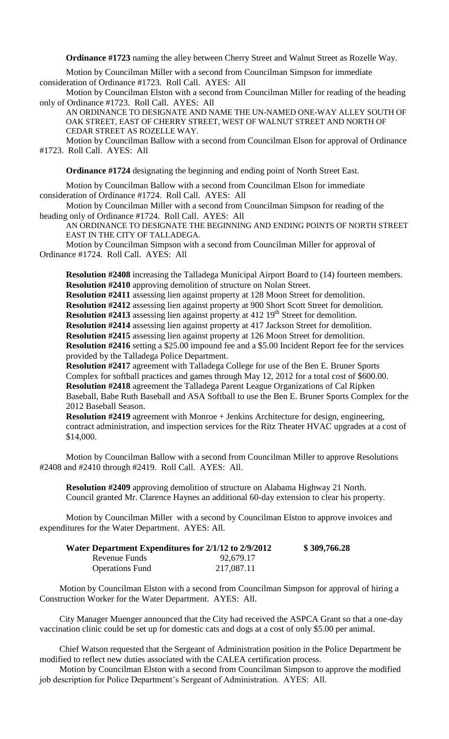**Ordinance #1723** naming the alley between Cherry Street and Walnut Street as Rozelle Way.

Motion by Councilman Miller with a second from Councilman Simpson for immediate consideration of Ordinance #1723. Roll Call. AYES: All

Motion by Councilman Elston with a second from Councilman Miller for reading of the heading only of Ordinance #1723. Roll Call. AYES: All

AN ORDINANCE TO DESIGNATE AND NAME THE UN-NAMED ONE-WAY ALLEY SOUTH OF OAK STREET, EAST OF CHERRY STREET, WEST OF WALNUT STREET AND NORTH OF CEDAR STREET AS ROZELLE WAY.

Motion by Councilman Ballow with a second from Councilman Elson for approval of Ordinance #1723. Roll Call. AYES: All

**Ordinance #1724** designating the beginning and ending point of North Street East.

Motion by Councilman Ballow with a second from Councilman Elson for immediate consideration of Ordinance #1724. Roll Call. AYES: All

Motion by Councilman Miller with a second from Councilman Simpson for reading of the heading only of Ordinance #1724. Roll Call. AYES: All

AN ORDINANCE TO DESIGNATE THE BEGINNING AND ENDING POINTS OF NORTH STREET EAST IN THE CITY OF TALLADEGA.

Motion by Councilman Simpson with a second from Councilman Miller for approval of Ordinance #1724. Roll Call. AYES: All

**Resolution #2408** increasing the Talladega Municipal Airport Board to (14) fourteen members.
**Resolution #2410** approving demolition of structure on Nolan Street.
**Resolution #2411** assessing lien against property at 128 Moon Street for demolition.
**Resolution #2412** assessing lien against property at 900 Short Scott Street for demolition.
**Resolution #2413** assessing lien against property at 412 19th Street for demolition.
**Resolution #2414** assessing lien against property at 417 Jackson Street for demolition.
**Resolution #2415** assessing lien against property at 126 Moon Street for demolition.
**Resolution #2416** setting a $25.00 impound fee and a $5.00 Incident Report fee for the services provided by the Talladega Police Department.
**Resolution #2417** agreement with Talladega College for use of the Ben E. Bruner Sports Complex for softball practices and games through May 12, 2012 for a total cost of $600.00.
**Resolution #2418** agreement the Talladega Parent League Organizations of Cal Ripken Baseball, Babe Ruth Baseball and ASA Softball to use the Ben E. Bruner Sports Complex for the 2012 Baseball Season.
**Resolution #2419** agreement with Monroe + Jenkins Architecture for design, engineering, contract administration, and inspection services for the Ritz Theater HVAC upgrades at a cost of $14,000.

Motion by Councilman Ballow with a second from Councilman Miller to approve Resolutions #2408 and #2410 through #2419. Roll Call. AYES: All.

**Resolution #2409** approving demolition of structure on Alabama Highway 21 North.
Council granted Mr. Clarence Haynes an additional 60-day extension to clear his property.

Motion by Councilman Miller with a second by Councilman Elston to approve invoices and expenditures for the Water Department. AYES: All.

| **Water Department Expenditures for 2/1/12 to 2/9/2012** | | **$ 309,766.28** |
|---|---|---|
| Revenue Funds | 92,679.17 | |
| Operations Fund | 217,087.11 | |

Motion by Councilman Elston with a second from Councilman Simpson for approval of hiring a Construction Worker for the Water Department. AYES: All.

City Manager Muenger announced that the City had received the ASPCA Grant so that a one-day vaccination clinic could be set up for domestic cats and dogs at a cost of only $5.00 per animal.

Chief Watson requested that the Sergeant of Administration position in the Police Department be modified to reflect new duties associated with the CALEA certification process.

Motion by Councilman Elston with a second from Councilman Simpson to approve the modified job description for Police Department's Sergeant of Administration. AYES: All.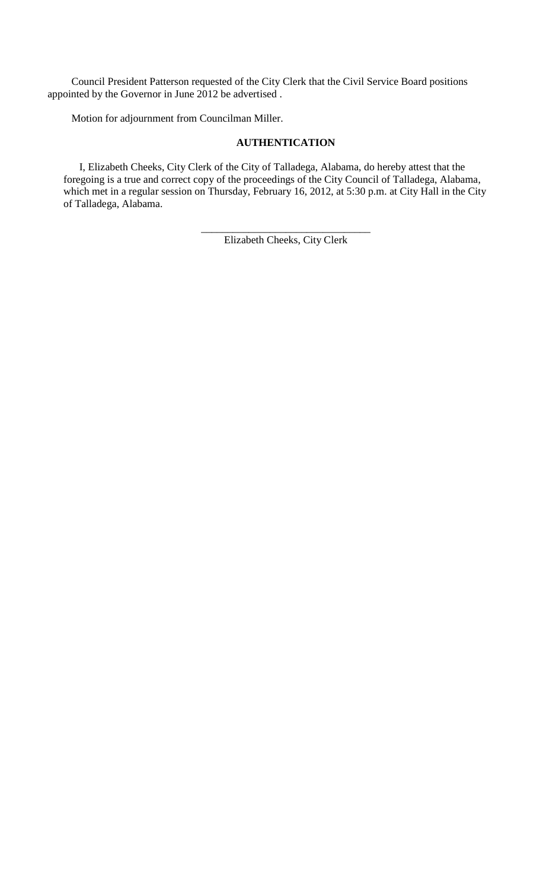Council President Patterson requested of the City Clerk that the Civil Service Board positions appointed by the Governor in June 2012 be advertised .

Motion for adjournment from Councilman Miller.

**AUTHENTICATION**

I, Elizabeth Cheeks, City Clerk of the City of Talladega, Alabama, do hereby attest that the foregoing is a true and correct copy of the proceedings of the City Council of Talladega, Alabama, which met in a regular session on Thursday, February 16, 2012, at 5:30 p.m. at City Hall in the City of Talladega, Alabama.

\_\_\_\_\_\_\_\_\_\_\_\_\_\_\_\_\_\_\_\_\_\_\_\_\_\_\_\_\_\_\_\_

Elizabeth Cheeks, City Clerk